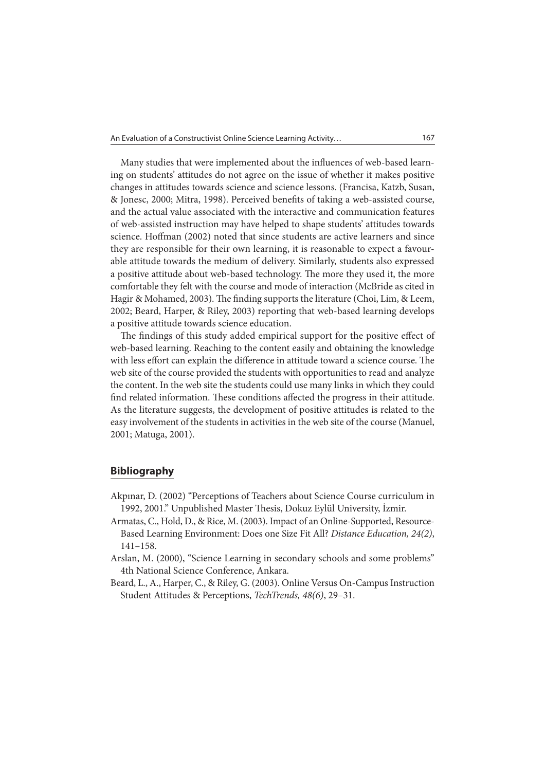Many studies that were implemented about the influences of web-based learning on students' attitudes do not agree on the issue of whether it makes positive changes in attitudes towards science and science lessons. (Francisa, Katzb, Susan, & Jonesc, 2000; Mitra, 1998). Perceived benefits of taking a web-assisted course, and the actual value associated with the interactive and communication features of web-assisted instruction may have helped to shape students' attitudes towards science. Hoffman (2002) noted that since students are active learners and since they are responsible for their own learning, it is reasonable to expect a favourable attitude towards the medium of delivery. Similarly, students also expressed a positive attitude about web-based technology. The more they used it, the more comfortable they felt with the course and mode of interaction (McBride as cited in Hagir & Mohamed, 2003). The finding supports the literature (Choi, Lim, & Leem, 2002; Beard, Harper, & Riley, 2003) reporting that web-based learning develops a positive attitude towards science education.

The findings of this study added empirical support for the positive effect of web-based learning. Reaching to the content easily and obtaining the knowledge with less effort can explain the difference in attitude toward a science course. The web site of the course provided the students with opportunities to read and analyze the content. In the web site the students could use many links in which they could find related information. These conditions affected the progress in their attitude. As the literature suggests, the development of positive attitudes is related to the easy involvement of the students in activities in the web site of the course (Manuel, 2001; Matuga, 2001).

## Bibliography

- Akpınar, D. (2002) "Perceptions of Teachers about Science Course curriculum in 1992, 2001." Unpublished Master Thesis, Dokuz Eylül University, İzmir.
- Armatas, C., Hold, D., & Rice, M. (2003). Impact of an Online-Supported, Resource-Based Learning Environment: Does one Size Fit All? *Distance Education, 24(2)*, 141–158.
- Arslan, M. (2000), "Science Learning in secondary schools and some problems" 4th National Science Conference, Ankara.
- Beard, L., A., Harper, C., & Riley, G. (2003). Online Versus On-Campus Instruction Student Attitudes & Perceptions, *TechTrends, 48(6)*, 29–31.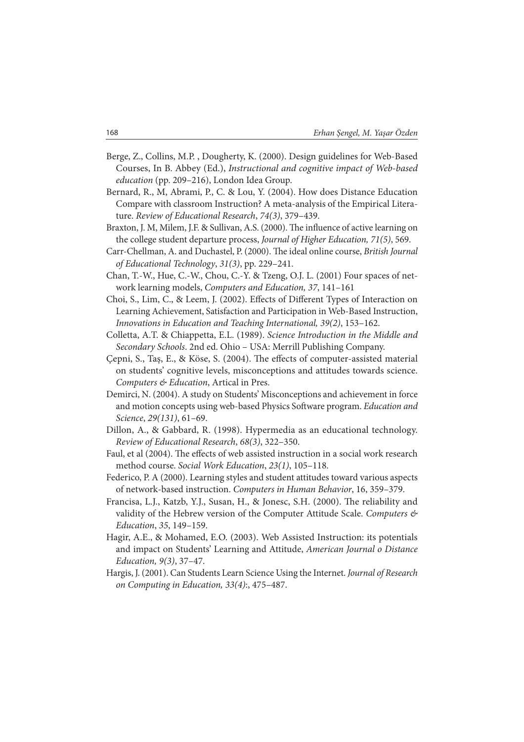Berge, Z., Collins, M.P. , Dougherty, K. (2000). Design guidelines for Web-Based Courses, In B. Abbey (Ed.), *Instructional and cognitive impact of Web-based education* (pp. 209–216), London Idea Group.

Bernard, R., M, Abrami, P., C. & Lou, Y. (2004). How does Distance Education Compare with classroom Instruction? A meta-analysis of the Empirical Literature. *Review of Educational Research*, *74(3)*, 379–439.

Braxton, J. M, Milem, J.F. & Sullivan, A.S. (2000). The influence of active learning on the college student departure process, *Journal of Higher Education, 71(5)*, 569.

Carr-Chellman, A. and Duchastel, P. (2000). The ideal online course, *British Journal of Educational Technology*, *31(3)*, pp. 229–241.

Chan, T.-W., Hue, C.-W., Chou, C.-Y. & Tzeng, O.J. L. (2001) Four spaces of network learning models, *Computers and Education, 37*, 141–161

Choi, S., Lim, C., & Leem, J. (2002). Effects of Different Types of Interaction on Learning Achievement, Satisfaction and Participation in Web-Based Instruction, *Innovations in Education and Teaching International, 39(2)*, 153–162.

Colletta, A.T. & Chiappetta, E.L. (1989). *Science Introduction in the Middle and Secondary Schools*. 2nd ed. Ohio – USA: Merrill Publishing Company.

Çepni, S., Taş, E., & Köse, S. (2004). The effects of computer-assisted material on students' cognitive levels, misconceptions and attitudes towards science. *Computers & Education*, Artical in Pres.

Demirci, N. (2004). A study on Students' Misconceptions and achievement in force and motion concepts using web-based Physics Software program. *Education and Science*, *29(131)*, 61–69.

Dillon, A., & Gabbard, R. (1998). Hypermedia as an educational technology. *Review of Educational Research*, *68(3)*, 322–350.

Faul, et al (2004). The effects of web assisted instruction in a social work research method course. *Social Work Education*, *23(1)*, 105–118.

Federico, P. A (2000). Learning styles and student attitudes toward various aspects of network-based instruction. *Computers in Human Behavior*, 16, 359–379.

Francisa, L.J., Katzb, Y.J., Susan, H., & Jonesc, S.H. (2000). The reliability and validity of the Hebrew version of the Computer Attitude Scale. *Computers & Education*, *35*, 149–159.

Hagir, A.E., & Mohamed, E.O. (2003). Web Assisted Instruction: its potentials and impact on Students' Learning and Attitude, *American Journal o Distance Education, 9(3)*, 37–47.

Hargis, J. (2001). Can Students Learn Science Using the Internet. *Journal of Research on Computing in Education, 33(4)*:, 475–487.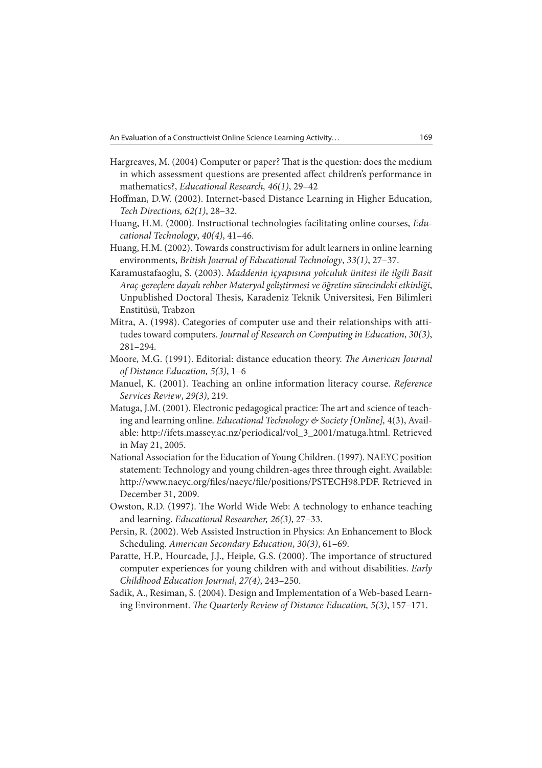Hargreaves, M. (2004) Computer or paper? That is the question: does the medium in which assessment questions are presented affect children's performance in mathematics?, *Educational Research, 46(1)*, 29–42

Hoffman, D.W. (2002). Internet-based Distance Learning in Higher Education, *Tech Directions, 62(1)*, 28–32.

Huang, H.M. (2000). Instructional technologies facilitating online courses, *Educational Technology*, *40(4)*, 41–46.

Huang, H.M. (2002). Towards constructivism for adult learners in online learning environments, *British Journal of Educational Technology*, *33(1)*, 27–37.

Karamustafaoglu, S. (2003). *Maddenin içyapısına yolculuk ünitesi ile ilgili Basit Araç-gereçlere dayalı rehber Materyal geliştirmesi ve öğretim sürecindeki etkinliği*, Unpublished Doctoral Thesis, Karadeniz Teknik Üniversitesi, Fen Bilimleri Enstitüsü, Trabzon

Mitra, A. (1998). Categories of computer use and their relationships with attitudes toward computers. *Journal of Research on Computing in Education*, *30(3)*, 281–294.

Moore, M.G. (1991). Editorial: distance education theory. *The American Journal of Distance Education, 5(3)*, 1–6

Manuel, K. (2001). Teaching an online information literacy course. *Reference Services Review*, *29(3)*, 219.

Matuga, J.M. (2001). Electronic pedagogical practice: The art and science of teaching and learning online. *Educational Technology & Society [Online],* 4(3), Available: http://ifets.massey.ac.nz/periodical/vol_3_2001/matuga.html. Retrieved in May 21, 2005.

National Association for the Education of Young Children. (1997). NAEYC position statement: Technology and young children-ages three through eight. Available: http://www.naeyc.org/files/naeyc/file/positions/PSTECH98.PDF. Retrieved in December 31, 2009.

Owston, R.D. (1997). The World Wide Web: A technology to enhance teaching and learning. *Educational Researcher, 26(3)*, 27–33.

Persin, R. (2002). Web Assisted Instruction in Physics: An Enhancement to Block Scheduling. *American Secondary Education*, *30(3)*, 61–69.

Paratte, H.P., Hourcade, J.J., Heiple, G.S. (2000). The importance of structured computer experiences for young children with and without disabilities. *Early Childhood Education Journal*, *27(4)*, 243–250.

Sadik, A., Resiman, S. (2004). Design and Implementation of a Web-based Learning Environment. *The Quarterly Review of Distance Education, 5(3)*, 157–171.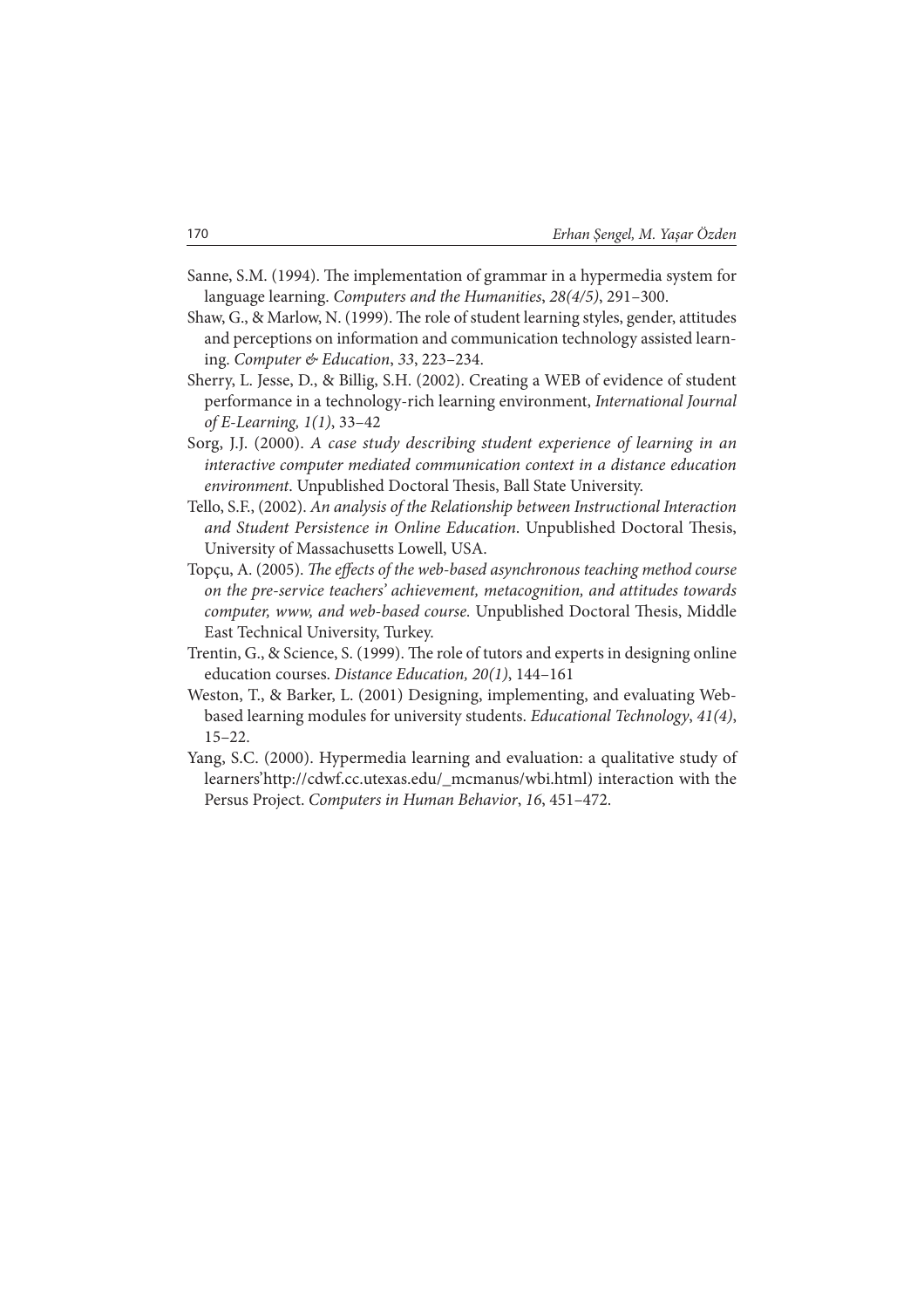Sanne, S.M. (1994). The implementation of grammar in a hypermedia system for language learning. *Computers and the Humanities*, *28(4/5)*, 291–300.

Shaw, G., & Marlow, N. (1999). The role of student learning styles, gender, attitudes and perceptions on information and communication technology assisted learning. *Computer & Education*, *33*, 223–234.

Sherry, L. Jesse, D., & Billig, S.H. (2002). Creating a WEB of evidence of student performance in a technology-rich learning environment, *International Journal of E-Learning, 1(1)*, 33–42

Sorg, J.J. (2000). *A case study describing student experience of learning in an interactive computer mediated communication context in a distance education environment*. Unpublished Doctoral Thesis, Ball State University.

Tello, S.F., (2002). *An analysis of the Relationship between Instructional Interaction and Student Persistence in Online Education*. Unpublished Doctoral Thesis, University of Massachusetts Lowell, USA.

Topçu, A. (2005). *The effects of the web-based asynchronous teaching method course on the pre-service teachers' achievement, metacognition, and attitudes towards computer, www, and web-based course.* Unpublished Doctoral Thesis, Middle East Technical University, Turkey.

Trentin, G., & Science, S. (1999). The role of tutors and experts in designing online education courses. *Distance Education, 20(1)*, 144–161

Weston, T., & Barker, L. (2001) Designing, implementing, and evaluating Web-based learning modules for university students. *Educational Technology*, *41(4)*, 15–22.

Yang, S.C. (2000). Hypermedia learning and evaluation: a qualitative study of learners'http://cdwf.cc.utexas.edu/_mcmanus/wbi.html) interaction with the Persus Project. *Computers in Human Behavior*, *16*, 451–472.